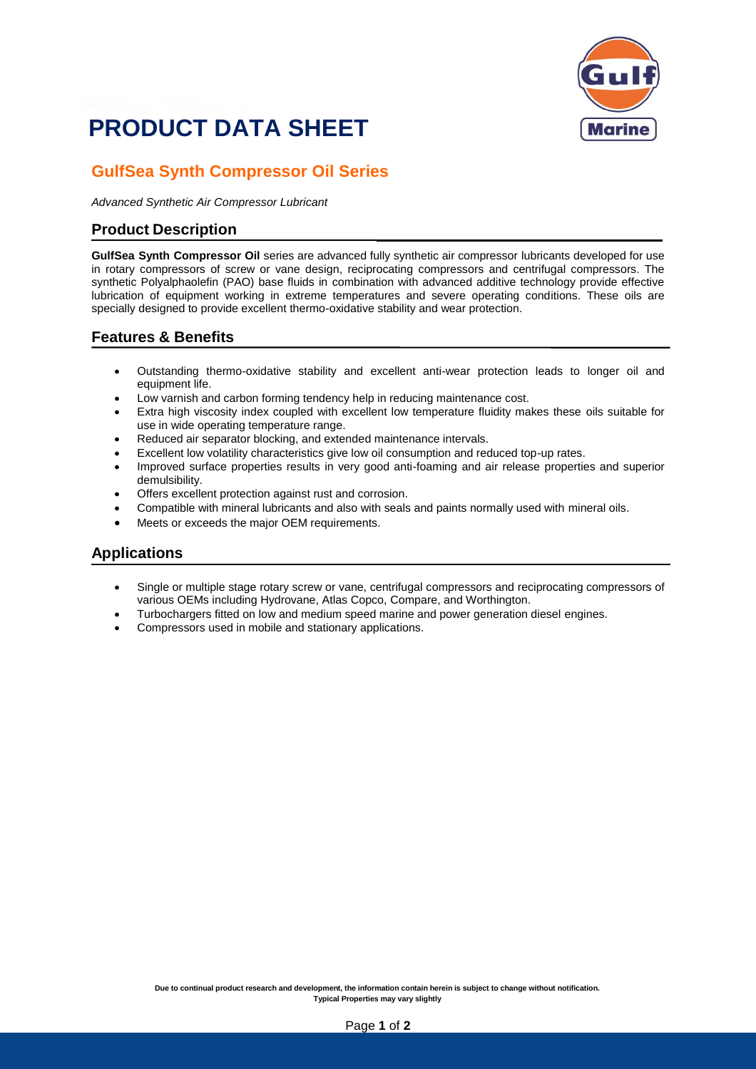# PRODUCT DATA SHEET

## GulfSea Synth Compressor Oil Series

*Advanced Synthetic Air Compressor Lubricant*

### Product Description

**GulfSea Synth Compressor Oil** series are advanced fully synthetic air compressor lubricants developed for use in rotary compressors of screw or vane design, reciprocating compressors and centrifugal compressors. The synthetic Polyalphaolefin (PAO) base fluids in combination with advanced additive technology provide effective lubrication of equipment working in extreme temperatures and severe operating conditions. These oils are specially designed to provide excellent thermo-oxidative stability and wear protection.

### Features & Benefits

- Outstanding thermo-oxidative stability and excellent anti-wear protection leads to longer oil and equipment life.
- Low varnish and carbon forming tendency help in reducing maintenance cost.
- Extra high viscosity index coupled with excellent low temperature fluidity makes these oils suitable for use in wide operating temperature range.
- Reduced air separator blocking, and extended maintenance intervals.
- Excellent low volatility characteristics give low oil consumption and reduced top-up rates.
- Improved surface properties results in very good anti-foaming and air release properties and superior demulsibility.
- Offers excellent protection against rust and corrosion.
- Compatible with mineral lubricants and also with seals and paints normally used with mineral oils.
- Meets or exceeds the major OEM requirements.

### Applications

- Single or multiple stage rotary screw or vane, centrifugal compressors and reciprocating compressors of various OEMs including Hydrovane, Atlas Copco, Compare, and Worthington.
- Turbochargers fitted on low and medium speed marine and power generation diesel engines.
- Compressors used in mobile and stationary applications.

**Due to continual product research and development, the information contain herein is subject to change without notification.**
**Typical Properties may vary slightly**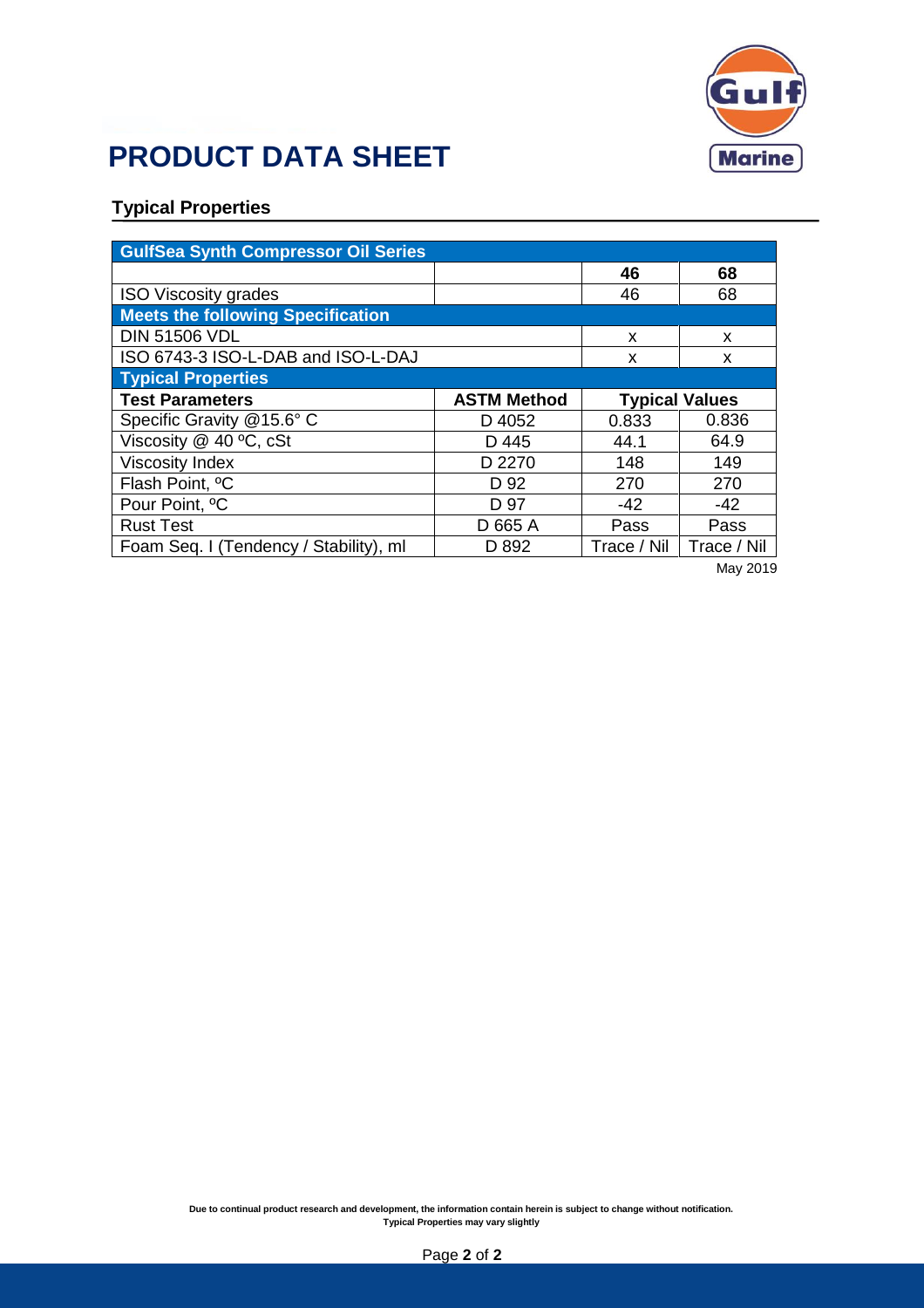# PRODUCT DATA SHEET

## Typical Properties

| GulfSea Synth Compressor Oil Series | | | |
|---|---|---|---|
| | | **46** | **68** |
| ISO Viscosity grades | | 46 | 68 |
| **Meets the following Specification** | | | |
| DIN 51506 VDL | | x | x |
| ISO 6743-3 ISO-L-DAB and ISO-L-DAJ | | x | x |
| **Typical Properties** | | | |
| **Test Parameters** | **ASTM Method** | **Typical Values** | |
| Specific Gravity @15.6° C | D 4052 | 0.833 | 0.836 |
| Viscosity @ 40 ºC, cSt | D 445 | 44.1 | 64.9 |
| Viscosity Index | D 2270 | 148 | 149 |
| Flash Point, ºC | D 92 | 270 | 270 |
| Pour Point, ºC | D 97 | -42 | -42 |
| Rust Test | D 665 A | Pass | Pass |
| Foam Seq. I (Tendency / Stability), ml | D 892 | Trace / Nil | Trace / Nil |

May 2019

**Due to continual product research and development, the information contain herein is subject to change without notification.**
**Typical Properties may vary slightly**